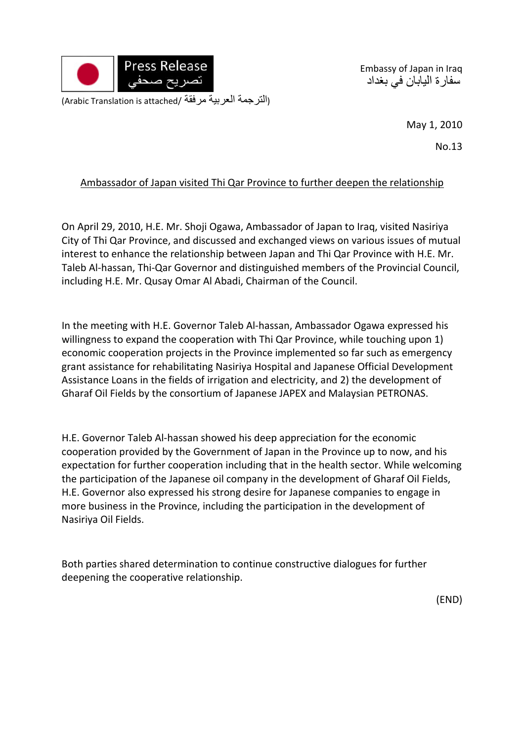Press Release
تصريح صحفي

(Arabic Translation is attached/ الترجمة العربية مرفقة)

Embassy of Japan in Iraq
سفارة اليابان في بغداد

May 1, 2010

No.13

## Ambassador of Japan visited Thi Qar Province to further deepen the relationship

On April 29, 2010, H.E. Mr. Shoji Ogawa, Ambassador of Japan to Iraq, visited Nasiriya City of Thi Qar Province, and discussed and exchanged views on various issues of mutual interest to enhance the relationship between Japan and Thi Qar Province with H.E. Mr. Taleb Al-hassan, Thi-Qar Governor and distinguished members of the Provincial Council, including H.E. Mr. Qusay Omar Al Abadi, Chairman of the Council.

In the meeting with H.E. Governor Taleb Al-hassan, Ambassador Ogawa expressed his willingness to expand the cooperation with Thi Qar Province, while touching upon 1) economic cooperation projects in the Province implemented so far such as emergency grant assistance for rehabilitating Nasiriya Hospital and Japanese Official Development Assistance Loans in the fields of irrigation and electricity, and 2) the development of Gharaf Oil Fields by the consortium of Japanese JAPEX and Malaysian PETRONAS.

H.E. Governor Taleb Al-hassan showed his deep appreciation for the economic cooperation provided by the Government of Japan in the Province up to now, and his expectation for further cooperation including that in the health sector. While welcoming the participation of the Japanese oil company in the development of Gharaf Oil Fields, H.E. Governor also expressed his strong desire for Japanese companies to engage in more business in the Province, including the participation in the development of Nasiriya Oil Fields.

Both parties shared determination to continue constructive dialogues for further deepening the cooperative relationship.

(END)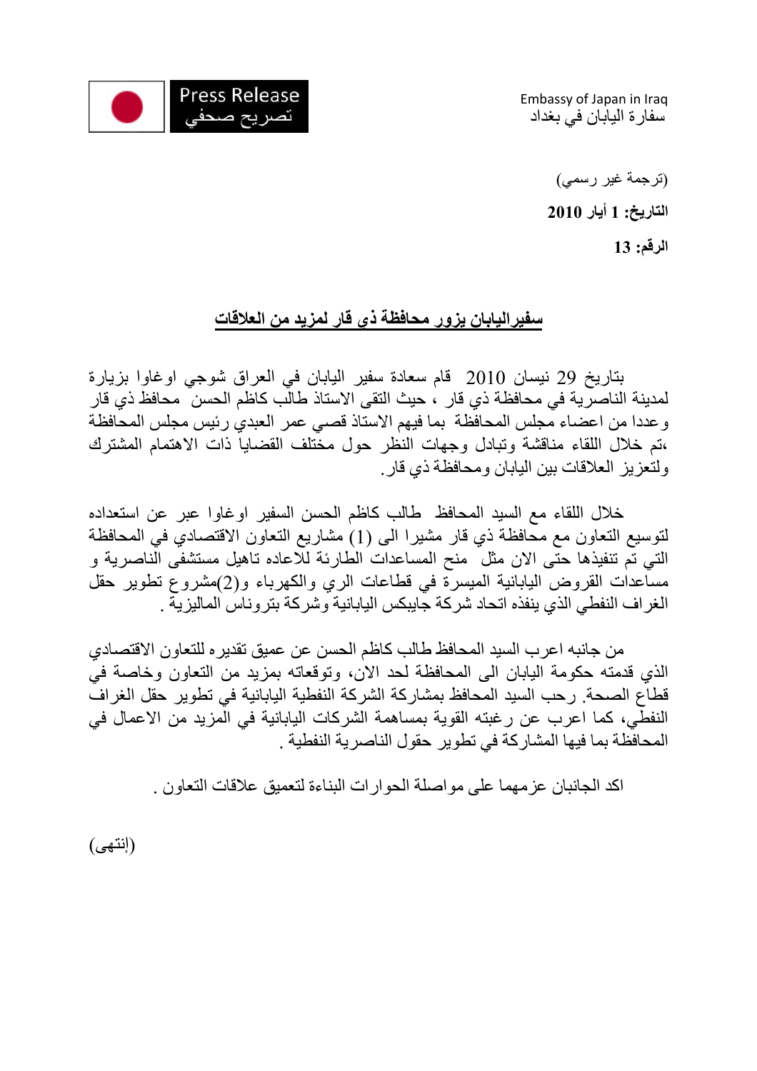Press Release
تصريح صحفي

Embassy of Japan in Iraq
سفارة اليابان في بغداد

(ترجمة غير رسمي)

**التاريخ: 1 أيار 2010**

**الرقم: 13**

## سفيراليابان يزور محافظة ذي قار لمزيد من العلاقات

بتاريخ 29 نيسان 2010 قام سعادة سفير اليابان في العراق شوجي اوغاوا بزيارة لمدينة الناصرية في محافظة ذي قار ، حيث التقى الاستاذ طالب كاظم الحسن محافظ ذي قار وعددا من اعضاء مجلس المحافظة بما فيهم الاستاذ قصي عمر العبدي رئيس مجلس المحافظة ،تم خلال اللقاء مناقشة وتبادل وجهات النظر حول مختلف القضايا ذات الاهتمام المشترك ولتعزيز العلاقات بين اليابان ومحافظة ذي قار.

خلال اللقاء مع السيد المحافظ طالب كاظم الحسن السفير اوغاوا عبر عن استعداده لتوسيع التعاون مع محافظة ذي قار مشيرا الى (1) مشاريع التعاون الاقتصادي في المحافظة التي تم تنفيذها حتى الان مثل منح المساعدات الطارئة للاعاده تاهيل مستشفى الناصرية و مساعدات القروض اليابانية الميسرة في قطاعات الري والكهرباء و(2)مشروع تطوير حقل الغراف النفطي الذي ينفذه اتحاد شركة جابيكس اليابانية وشركة بتروناس الماليزية .

من جانبه اعرب السيد المحافظ طالب كاظم الحسن عن عميق تقديره للتعاون الاقتصادي الذي قدمته حكومة اليابان الى المحافظة لحد الان، وتوقعاته بمزيد من التعاون وخاصة في قطاع الصحة. رحب السيد المحافظ بمشاركة الشركة النفطية اليابانية في تطوير حقل الغراف النفطي، كما اعرب عن رغبته القوية بمساهمة الشركات اليابانية في المزيد من الاعمال في المحافظة بما فيها المشاركة في تطوير حقول الناصرية النفطية .

اكد الجانبان عزمهما على مواصلة الحوارات البناءة لتعميق علاقات التعاون .

(إنتهى)